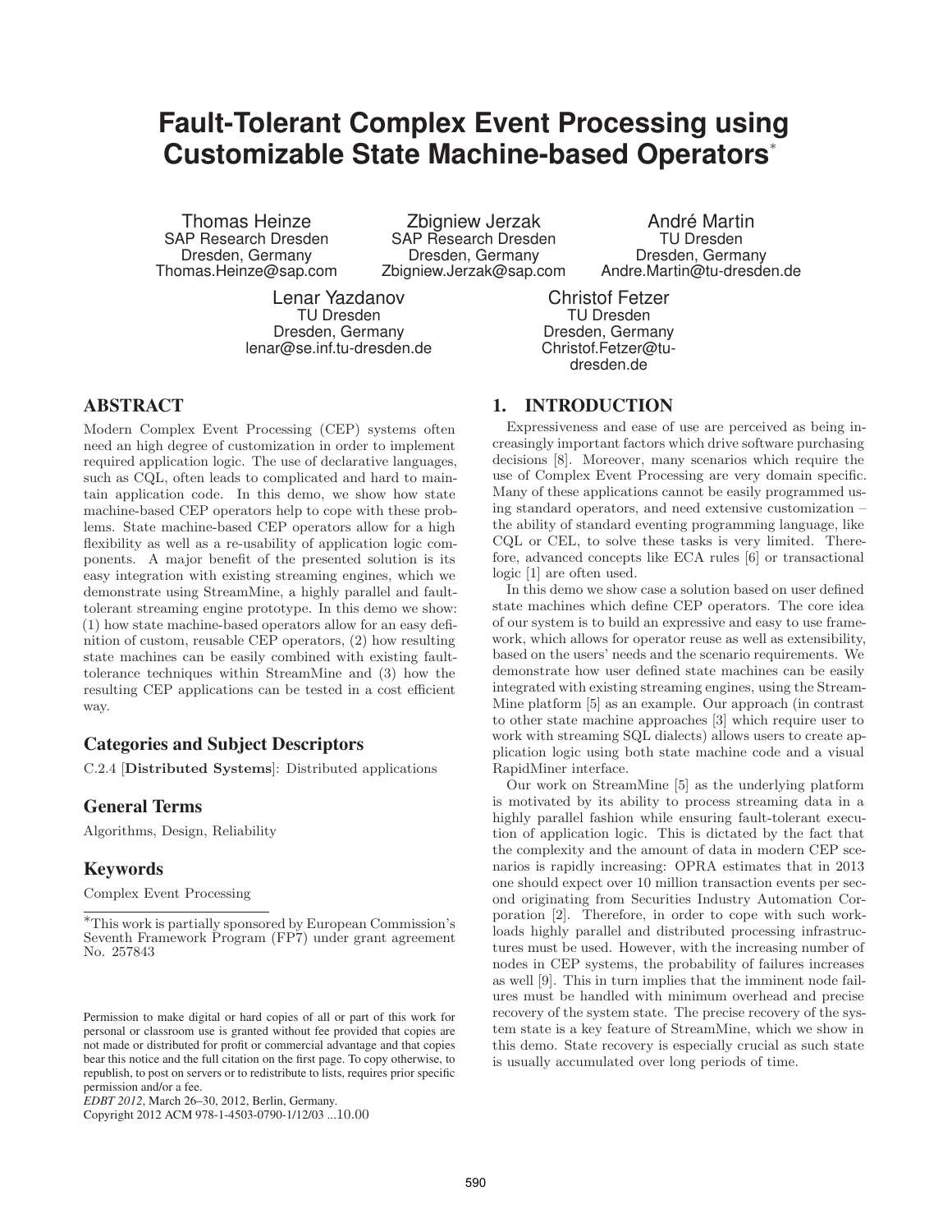# Fault-Tolerant Complex Event Processing using Customizable State Machine-based Operators*

Thomas Heinze
SAP Research Dresden
Dresden, Germany
Thomas.Heinze@sap.com

Zbigniew Jerzak
SAP Research Dresden
Dresden, Germany
Zbigniew.Jerzak@sap.com

André Martin
TU Dresden
Dresden, Germany
Andre.Martin@tu-dresden.de

Lenar Yazdanov
TU Dresden
Dresden, Germany
lenar@se.inf.tu-dresden.de

Christof Fetzer
TU Dresden
Dresden, Germany
Christof.Fetzer@tu-dresden.de

## ABSTRACT

Modern Complex Event Processing (CEP) systems often need an high degree of customization in order to implement required application logic. The use of declarative languages, such as CQL, often leads to complicated and hard to maintain application code. In this demo, we show how state machine-based CEP operators help to cope with these problems. State machine-based CEP operators allow for a high flexibility as well as a re-usability of application logic components. A major benefit of the presented solution is its easy integration with existing streaming engines, which we demonstrate using StreamMine, a highly parallel and fault-tolerant streaming engine prototype. In this demo we show: (1) how state machine-based operators allow for an easy definition of custom, reusable CEP operators, (2) how resulting state machines can be easily combined with existing fault-tolerance techniques within StreamMine and (3) how the resulting CEP applications can be tested in a cost efficient way.

### Categories and Subject Descriptors

C.2.4 [**Distributed Systems**]: Distributed applications

### General Terms

Algorithms, Design, Reliability

### Keywords

Complex Event Processing

*This work is partially sponsored by European Commission's Seventh Framework Program (FP7) under grant agreement No. 257843

Permission to make digital or hard copies of all or part of this work for personal or classroom use is granted without fee provided that copies are not made or distributed for profit or commercial advantage and that copies bear this notice and the full citation on the first page. To copy otherwise, to republish, to post on servers or to redistribute to lists, requires prior specific permission and/or a fee.
*EDBT 2012*, March 26–30, 2012, Berlin, Germany.
Copyright 2012 ACM 978-1-4503-0790-1/12/03 ...10.00

## 1. INTRODUCTION

Expressiveness and ease of use are perceived as being increasingly important factors which drive software purchasing decisions [8]. Moreover, many scenarios which require the use of Complex Event Processing are very domain specific. Many of these applications cannot be easily programmed using standard operators, and need extensive customization – the ability of standard eventing programming language, like CQL or CEL, to solve these tasks is very limited. Therefore, advanced concepts like ECA rules [6] or transactional logic [1] are often used.

In this demo we show case a solution based on user defined state machines which define CEP operators. The core idea of our system is to build an expressive and easy to use framework, which allows for operator reuse as well as extensibility, based on the users' needs and the scenario requirements. We demonstrate how user defined state machines can be easily integrated with existing streaming engines, using the StreamMine platform [5] as an example. Our approach (in contrast to other state machine approaches [3] which require user to work with streaming SQL dialects) allows users to create application logic using both state machine code and a visual RapidMiner interface.

Our work on StreamMine [5] as the underlying platform is motivated by its ability to process streaming data in a highly parallel fashion while ensuring fault-tolerant execution of application logic. This is dictated by the fact that the complexity and the amount of data in modern CEP scenarios is rapidly increasing: OPRA estimates that in 2013 one should expect over 10 million transaction events per second originating from Securities Industry Automation Corporation [2]. Therefore, in order to cope with such workloads highly parallel and distributed processing infrastructures must be used. However, with the increasing number of nodes in CEP systems, the probability of failures increases as well [9]. This in turn implies that the imminent node failures must be handled with minimum overhead and precise recovery of the system state. The precise recovery of the system state is a key feature of StreamMine, which we show in this demo. State recovery is especially crucial as such state is usually accumulated over long periods of time.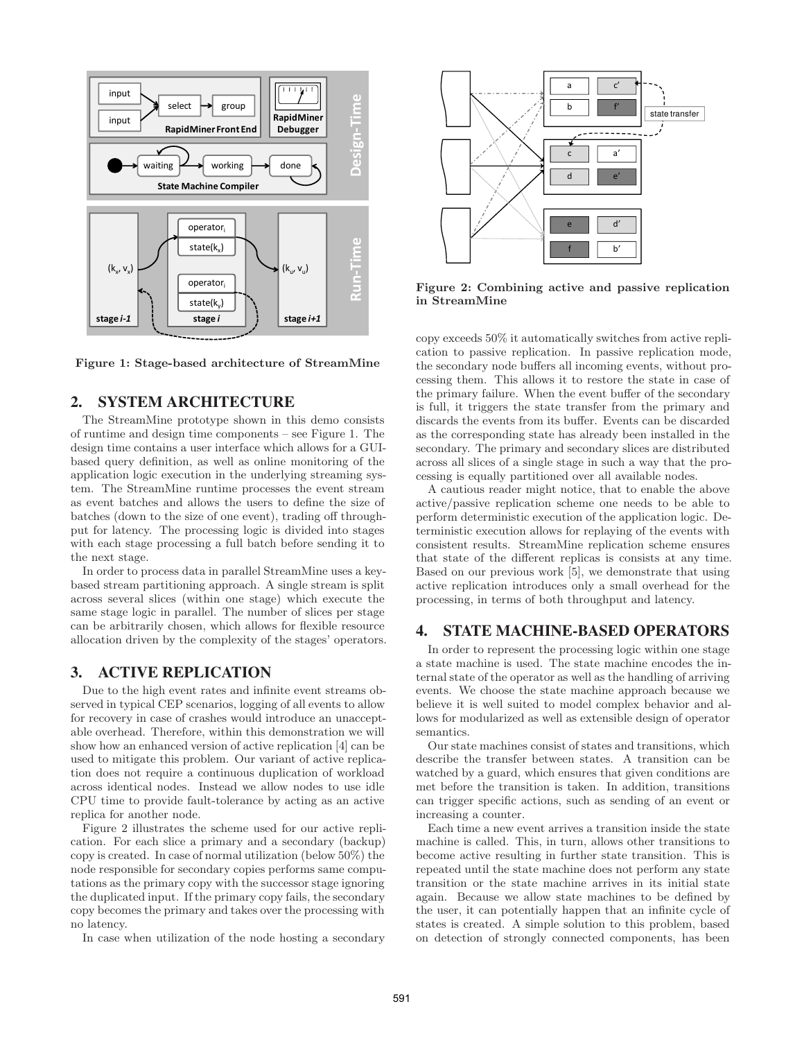Figure 1: Stage-based architecture of StreamMine

## 2. SYSTEM ARCHITECTURE

The StreamMine prototype shown in this demo consists of runtime and design time components – see Figure 1. The design time contains a user interface which allows for a GUI-based query definition, as well as online monitoring of the application logic execution in the underlying streaming system. The StreamMine runtime processes the event stream as event batches and allows the users to define the size of batches (down to the size of one event), trading off throughput for latency. The processing logic is divided into stages with each stage processing a full batch before sending it to the next stage.

In order to process data in parallel StreamMine uses a key-based stream partitioning approach. A single stream is split across several slices (within one stage) which execute the same stage logic in parallel. The number of slices per stage can be arbitrarily chosen, which allows for flexible resource allocation driven by the complexity of the stages' operators.

## 3. ACTIVE REPLICATION

Due to the high event rates and infinite event streams observed in typical CEP scenarios, logging of all events to allow for recovery in case of crashes would introduce an unacceptable overhead. Therefore, within this demonstration we will show how an enhanced version of active replication [4] can be used to mitigate this problem. Our variant of active replication does not require a continuous duplication of workload across identical nodes. Instead we allow nodes to use idle CPU time to provide fault-tolerance by acting as an active replica for another node.

Figure 2 illustrates the scheme used for our active replication. For each slice a primary and a secondary (backup) copy is created. In case of normal utilization (below 50%) the node responsible for secondary copies performs same computations as the primary copy with the successor stage ignoring the duplicated input. If the primary copy fails, the secondary copy becomes the primary and takes over the processing with no latency.

In case when utilization of the node hosting a secondary copy exceeds 50% it automatically switches from active replication to passive replication. In passive replication mode, the secondary node buffers all incoming events, without processing them. This allows it to restore the state in case of the primary failure. When the event buffer of the secondary is full, it triggers the state transfer from the primary and discards the events from its buffer. Events can be discarded as the corresponding state has already been installed in the secondary. The primary and secondary slices are distributed across all slices of a single stage in such a way that the processing is equally partitioned over all available nodes.

Figure 2: Combining active and passive replication in StreamMine

A cautious reader might notice, that to enable the above active/passive replication scheme one needs to be able to perform deterministic execution of the application logic. Deterministic execution allows for replaying of the events with consistent results. StreamMine replication scheme ensures that state of the different replicas is consists at any time. Based on our previous work [5], we demonstrate that using active replication introduces only a small overhead for the processing, in terms of both throughput and latency.

## 4. STATE MACHINE-BASED OPERATORS

In order to represent the processing logic within one stage a state machine is used. The state machine encodes the internal state of the operator as well as the handling of arriving events. We choose the state machine approach because we believe it is well suited to model complex behavior and allows for modularized as well as extensible design of operator semantics.

Our state machines consist of states and transitions, which describe the transfer between states. A transition can be watched by a guard, which ensures that given conditions are met before the transition is taken. In addition, transitions can trigger specific actions, such as sending of an event or increasing a counter.

Each time a new event arrives a transition inside the state machine is called. This, in turn, allows other transitions to become active resulting in further state transition. This is repeated until the state machine does not perform any state transition or the state machine arrives in its initial state again. Because we allow state machines to be defined by the user, it can potentially happen that an infinite cycle of states is created. A simple solution to this problem, based on detection of strongly connected components, has been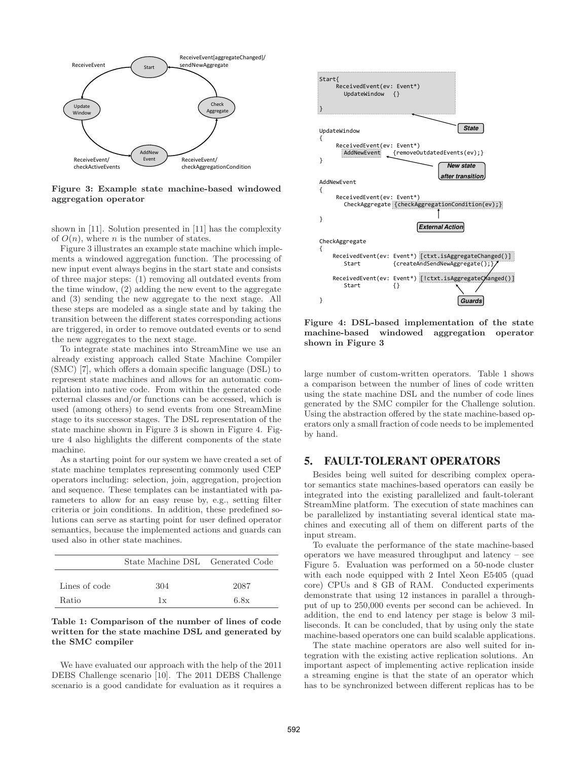**Figure 3: Example state machine-based windowed aggregation operator**

shown in [11]. Solution presented in [11] has the complexity of $O(n)$, where $n$ is the number of states.

Figure 3 illustrates an example state machine which implements a windowed aggregation function. The processing of new input event always begins in the start state and consists of three major steps: (1) removing all outdated events from the time window, (2) adding the new event to the aggregate and (3) sending the new aggregate to the next stage. All these steps are modeled as a single state and by taking the transition between the different states corresponding actions are triggered, in order to remove outdated events or to send the new aggregates to the next stage.

To integrate state machines into StreamMine we use an already existing approach called State Machine Compiler (SMC) [7], which offers a domain specific language (DSL) to represent state machines and allows for an automatic compilation into native code. From within the generated code external classes and/or functions can be accessed, which is used (among others) to send events from one StreamMine stage to its successor stages. The DSL representation of the state machine shown in Figure 3 is shown in Figure 4. Figure 4 also highlights the different components of the state machine.

As a starting point for our system we have created a set of state machine templates representing commonly used CEP operators including: selection, join, aggregation, projection and sequence. These templates can be instantiated with parameters to allow for an easy reuse by, e.g., setting filter criteria or join conditions. In addition, these predefined solutions can serve as starting point for user defined operator semantics, because the implemented actions and guards can used also in other state machines.

| | State Machine DSL | Generated Code |
|---|---|---|
| Lines of code | 304 | 2087 |
| Ratio | 1x | 6.8x |

**Table 1: Comparison of the number of lines of code written for the state machine DSL and generated by the SMC compiler**

We have evaluated our approach with the help of the 2011 DEBS Challenge scenario [10]. The 2011 DEBS Challenge scenario is a good candidate for evaluation as it requires a large number of custom-written operators. Table 1 shows a comparison between the number of lines of code written using the state machine DSL and the number of code lines generated by the SMC compiler for the Challenge solution. Using the abstraction offered by the state machine-based operators only a small fraction of code needs to be implemented by hand.

```
Start{
     ReceivedEvent(ev: Event*)
       UpdateWindow   {}

}

UpdateWindow
{
     ReceivedEvent(ev: Event*)
       AddNewEvent    {removeOutdatedEvents(ev);}
}

AddNewEvent
{
     ReceivedEvent(ev: Event*)
       CheckAggregate {checkAggregationCondition(ev);}

}

CheckAggregate
{
    ReceivedEvent(ev: Event*) [ctxt.isAggregateChanged()]
       Start          {createAndSendNewAggregate();}

    ReceivedEvent(ev: Event*) [!ctxt.isAggregateChanged()]
       Start          {}

}
```

**Figure 4: DSL-based implementation of the state machine-based windowed aggregation operator shown in Figure 3**

## 5. FAULT-TOLERANT OPERATORS

Besides being well suited for describing complex operator semantics state machines-based operators can easily be integrated into the existing parallelized and fault-tolerant StreamMine platform. The execution of state machines can be parallelized by instantiating several identical state machines and executing all of them on different parts of the input stream.

To evaluate the performance of the state machine-based operators we have measured throughput and latency – see Figure 5. Evaluation was performed on a 50-node cluster with each node equipped with 2 Intel Xeon E5405 (quad core) CPUs and 8 GB of RAM. Conducted experiments demonstrate that using 12 instances in parallel a throughput of up to 250,000 events per second can be achieved. In addition, the end to end latency per stage is below 3 milliseconds. It can be concluded, that by using only the state machine-based operators one can build scalable applications.

The state machine operators are also well suited for integration with the existing active replication solutions. An important aspect of implementing active replication inside a streaming engine is that the state of an operator which has to be synchronized between different replicas has to be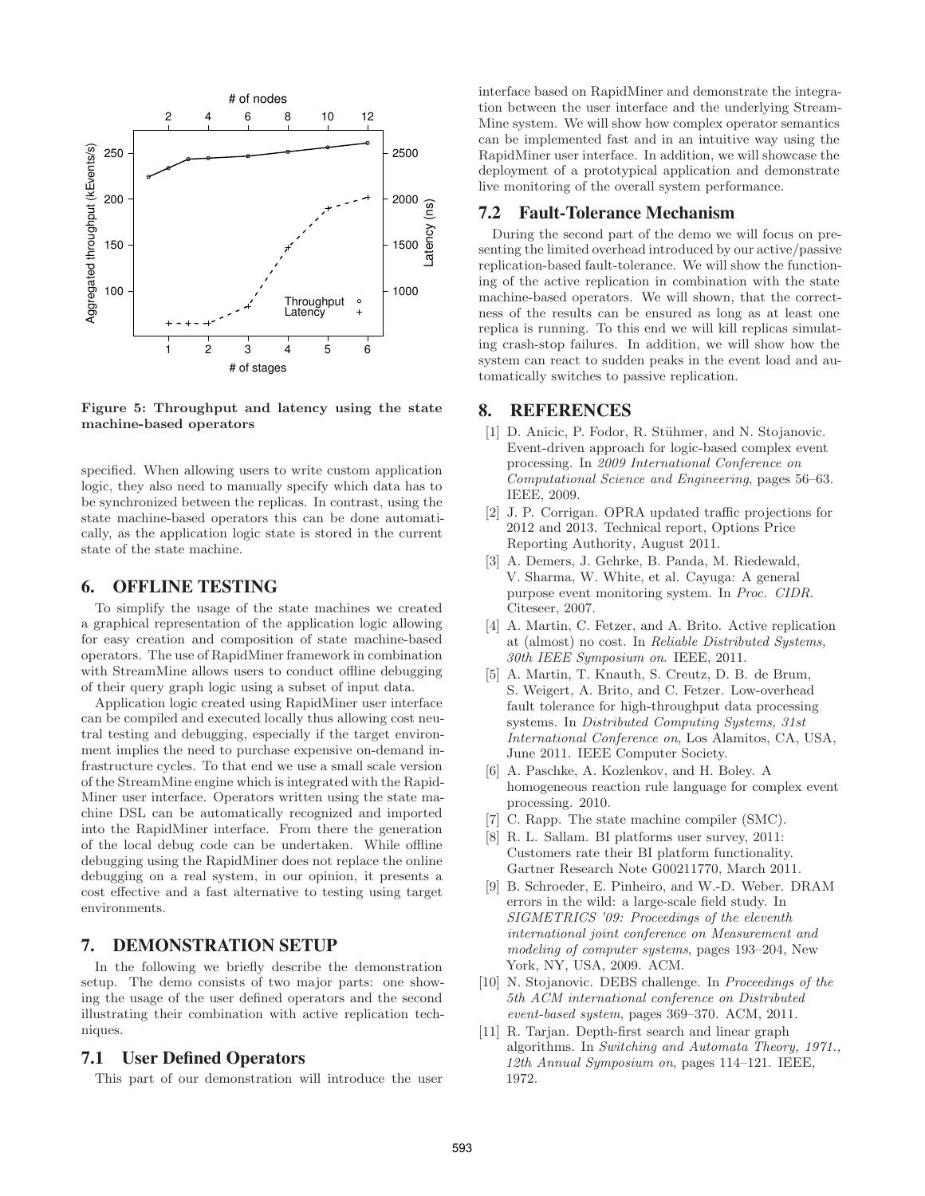# of nodes

2 4 6 8 10 12

Aggregated throughput (kEvents/s)

250 200 150 100

Latency (ns)

2500 2000 1500 1000

Throughput
Latency

1 2 3 4 5 6

# of stages

**Figure 5: Throughput and latency using the state machine-based operators**

specified. When allowing users to write custom application logic, they also need to manually specify which data has to be synchronized between the replicas. In contrast, using the state machine-based operators this can be done automatically, as the application logic state is stored in the current state of the state machine.

## 6. OFFLINE TESTING

To simplify the usage of the state machines we created a graphical representation of the application logic allowing for easy creation and composition of state machine-based operators. The use of RapidMiner framework in combination with StreamMine allows users to conduct offline debugging of their query graph logic using a subset of input data.

Application logic created using RapidMiner user interface can be compiled and executed locally thus allowing cost neutral testing and debugging, especially if the target environment implies the need to purchase expensive on-demand infrastructure cycles. To that end we use a small scale version of the StreamMine engine which is integrated with the RapidMiner user interface. Operators written using the state machine DSL can be automatically recognized and imported into the RapidMiner interface. From there the generation of the local debug code can be undertaken. While offline debugging using the RapidMiner does not replace the online debugging on a real system, in our opinion, it presents a cost effective and a fast alternative to testing using target environments.

## 7. DEMONSTRATION SETUP

In the following we briefly describe the demonstration setup. The demo consists of two major parts: one showing the usage of the user defined operators and the second illustrating their combination with active replication techniques.

### 7.1 User Defined Operators

This part of our demonstration will introduce the user interface based on RapidMiner and demonstrate the integration between the user interface and the underlying StreamMine system. We will show how complex operator semantics can be implemented fast and in an intuitive way using the RapidMiner user interface. In addition, we will showcase the deployment of a prototypical application and demonstrate live monitoring of the overall system performance.

### 7.2 Fault-Tolerance Mechanism

During the second part of the demo we will focus on presenting the limited overhead introduced by our active/passive replication-based fault-tolerance. We will show the functioning of the active replication in combination with the state machine-based operators. We will shown, that the correctness of the results can be ensured as long as at least one replica is running. To this end we will kill replicas simulating crash-stop failures. In addition, we will show how the system can react to sudden peaks in the event load and automatically switches to passive replication.

## 8. REFERENCES

[1] D. Anicic, P. Fodor, R. Stühmer, and N. Stojanovic. Event-driven approach for logic-based complex event processing. In *2009 International Conference on Computational Science and Engineering*, pages 56–63. IEEE, 2009.

[2] J. P. Corrigan. OPRA updated traffic projections for 2012 and 2013. Technical report, Options Price Reporting Authority, August 2011.

[3] A. Demers, J. Gehrke, B. Panda, M. Riedewald, V. Sharma, W. White, et al. Cayuga: A general purpose event monitoring system. In *Proc. CIDR*. Citeseer, 2007.

[4] A. Martin, C. Fetzer, and A. Brito. Active replication at (almost) no cost. In *Reliable Distributed Systems, 30th IEEE Symposium on*. IEEE, 2011.

[5] A. Martin, T. Knauth, S. Creutz, D. B. de Brum, S. Weigert, A. Brito, and C. Fetzer. Low-overhead fault tolerance for high-throughput data processing systems. In *Distributed Computing Systems, 31st International Conference on*, Los Alamitos, CA, USA, June 2011. IEEE Computer Society.

[6] A. Paschke, A. Kozlenkov, and H. Boley. A homogeneous reaction rule language for complex event processing. 2010.

[7] C. Rapp. The state machine compiler (SMC).

[8] R. L. Sallam. BI platforms user survey, 2011: Customers rate their BI platform functionality. Gartner Research Note G00211770, March 2011.

[9] B. Schroeder, E. Pinheiro, and W.-D. Weber. DRAM errors in the wild: a large-scale field study. In *SIGMETRICS '09: Proceedings of the eleventh international joint conference on Measurement and modeling of computer systems*, pages 193–204, New York, NY, USA, 2009. ACM.

[10] N. Stojanovic. DEBS challenge. In *Proceedings of the 5th ACM international conference on Distributed event-based system*, pages 369–370. ACM, 2011.

[11] R. Tarjan. Depth-first search and linear graph algorithms. In *Switching and Automata Theory, 1971., 12th Annual Symposium on*, pages 114–121. IEEE, 1972.